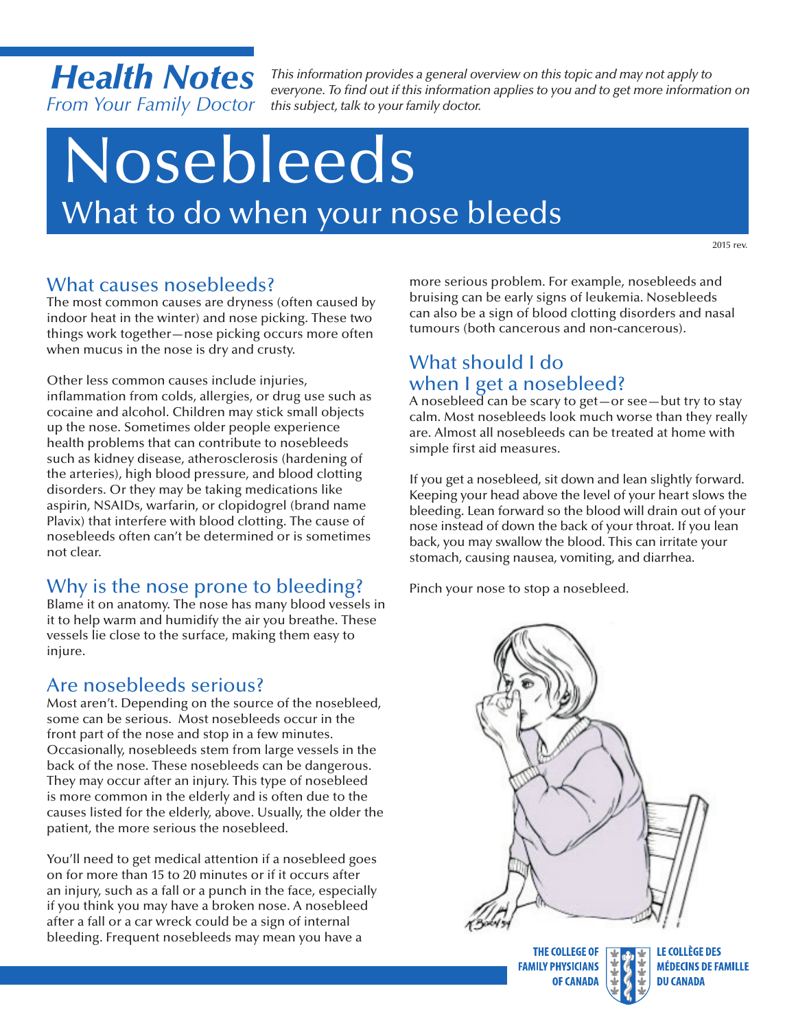**Health Notes**
*From Your Family Doctor*

*This information provides a general overview on this topic and may not apply to everyone. To find out if this information applies to you and to get more information on this subject, talk to your family doctor.*

# Nosebleeds

## What to do when your nose bleeds

2015 rev.

### What causes nosebleeds?

The most common causes are dryness (often caused by indoor heat in the winter) and nose picking. These two things work together—nose picking occurs more often when mucus in the nose is dry and crusty.

Other less common causes include injuries, inflammation from colds, allergies, or drug use such as cocaine and alcohol. Children may stick small objects up the nose. Sometimes older people experience health problems that can contribute to nosebleeds such as kidney disease, atherosclerosis (hardening of the arteries), high blood pressure, and blood clotting disorders. Or they may be taking medications like aspirin, NSAIDs, warfarin, or clopidogrel (brand name Plavix) that interfere with blood clotting. The cause of nosebleeds often can't be determined or is sometimes not clear.

### Why is the nose prone to bleeding?

Blame it on anatomy. The nose has many blood vessels in it to help warm and humidify the air you breathe. These vessels lie close to the surface, making them easy to injure.

### Are nosebleeds serious?

Most aren't. Depending on the source of the nosebleed, some can be serious. Most nosebleeds occur in the front part of the nose and stop in a few minutes. Occasionally, nosebleeds stem from large vessels in the back of the nose. These nosebleeds can be dangerous. They may occur after an injury. This type of nosebleed is more common in the elderly and is often due to the causes listed for the elderly, above. Usually, the older the patient, the more serious the nosebleed.

You'll need to get medical attention if a nosebleed goes on for more than 15 to 20 minutes or if it occurs after an injury, such as a fall or a punch in the face, especially if you think you may have a broken nose. A nosebleed after a fall or a car wreck could be a sign of internal bleeding. Frequent nosebleeds may mean you have a more serious problem. For example, nosebleeds and bruising can be early signs of leukemia. Nosebleeds can also be a sign of blood clotting disorders and nasal tumours (both cancerous and non-cancerous).

### What should I do when I get a nosebleed?

A nosebleed can be scary to get—or see—but try to stay calm. Most nosebleeds look much worse than they really are. Almost all nosebleeds can be treated at home with simple first aid measures.

If you get a nosebleed, sit down and lean slightly forward. Keeping your head above the level of your heart slows the bleeding. Lean forward so the blood will drain out of your nose instead of down the back of your throat. If you lean back, you may swallow the blood. This can irritate your stomach, causing nausea, vomiting, and diarrhea.

Pinch your nose to stop a nosebleed.

THE COLLEGE OF FAMILY PHYSICIANS OF CANADA | LE COLLÈGE DES MÉDECINS DE FAMILLE DU CANADA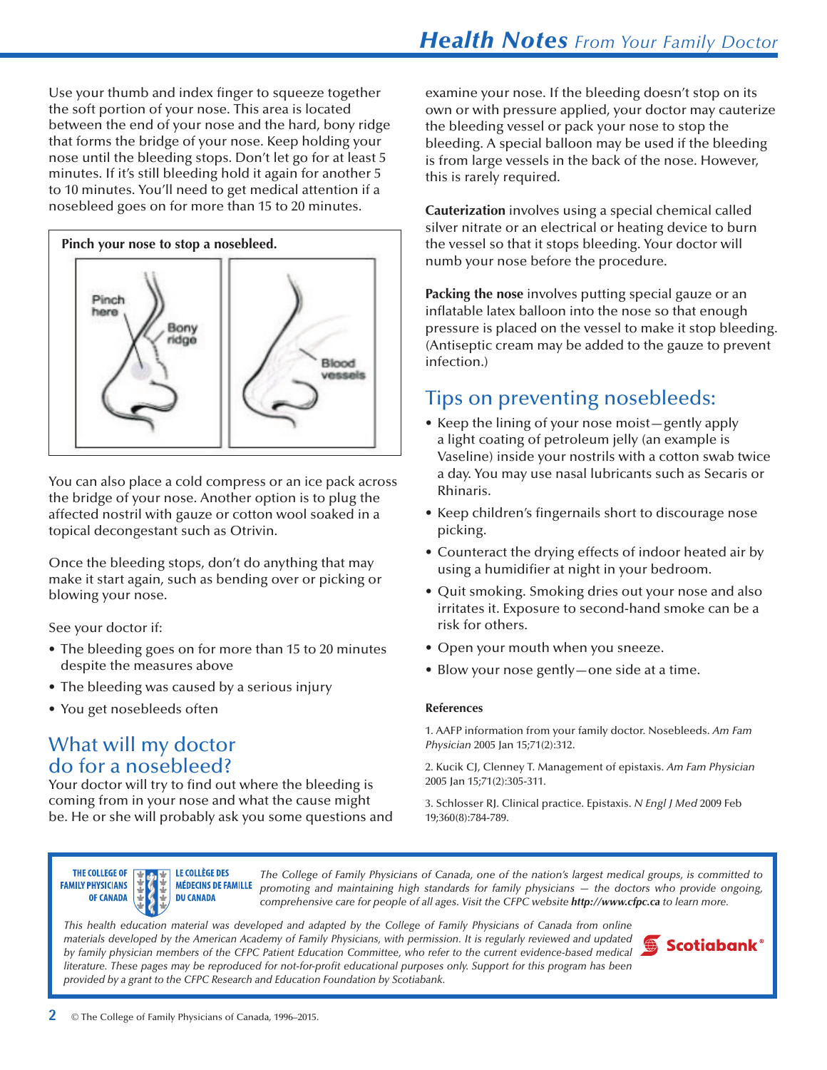Use your thumb and index finger to squeeze together the soft portion of your nose. This area is located between the end of your nose and the hard, bony ridge that forms the bridge of your nose. Keep holding your nose until the bleeding stops. Don't let go for at least 5 minutes. If it's still bleeding hold it again for another 5 to 10 minutes. You'll need to get medical attention if a nosebleed goes on for more than 15 to 20 minutes.

**Pinch your nose to stop a nosebleed.**

Pinch here
Bony ridge
Blood vessels

You can also place a cold compress or an ice pack across the bridge of your nose. Another option is to plug the affected nostril with gauze or cotton wool soaked in a topical decongestant such as Otrivin.

Once the bleeding stops, don't do anything that may make it start again, such as bending over or picking or blowing your nose.

See your doctor if:

- The bleeding goes on for more than 15 to 20 minutes despite the measures above
- The bleeding was caused by a serious injury
- You get nosebleeds often

## What will my doctor do for a nosebleed?

Your doctor will try to find out where the bleeding is coming from in your nose and what the cause might be. He or she will probably ask you some questions and examine your nose. If the bleeding doesn't stop on its own or with pressure applied, your doctor may cauterize the bleeding vessel or pack your nose to stop the bleeding. A special balloon may be used if the bleeding is from large vessels in the back of the nose. However, this is rarely required.

**Cauterization** involves using a special chemical called silver nitrate or an electrical or heating device to burn the vessel so that it stops bleeding. Your doctor will numb your nose before the procedure.

**Packing the nose** involves putting special gauze or an inflatable latex balloon into the nose so that enough pressure is placed on the vessel to make it stop bleeding. (Antiseptic cream may be added to the gauze to prevent infection.)

## Tips on preventing nosebleeds:

- Keep the lining of your nose moist—gently apply a light coating of petroleum jelly (an example is Vaseline) inside your nostrils with a cotton swab twice a day. You may use nasal lubricants such as Secaris or Rhinaris.
- Keep children's fingernails short to discourage nose picking.
- Counteract the drying effects of indoor heated air by using a humidifier at night in your bedroom.
- Quit smoking. Smoking dries out your nose and also irritates it. Exposure to second-hand smoke can be a risk for others.
- Open your mouth when you sneeze.
- Blow your nose gently—one side at a time.

**References**

1. AAFP information from your family doctor. Nosebleeds. *Am Fam Physician* 2005 Jan 15;71(2):312.

2. Kucik CJ, Clenney T. Management of epistaxis. *Am Fam Physician* 2005 Jan 15;71(2):305-311.

3. Schlosser RJ. Clinical practice. Epistaxis. *N Engl J Med* 2009 Feb 19;360(8):784-789.

THE COLLEGE OF FAMILY PHYSICIANS OF CANADA | LE COLLÈGE DES MÉDECINS DE FAMILLE DU CANADA

*The College of Family Physicians of Canada, one of the nation's largest medical groups, is committed to promoting and maintaining high standards for family physicians — the doctors who provide ongoing, comprehensive care for people of all ages. Visit the CFPC website* ***http://www.cfpc.ca*** *to learn more.*

*This health education material was developed and adapted by the College of Family Physicians of Canada from online materials developed by the American Academy of Family Physicians, with permission. It is regularly reviewed and updated by family physician members of the CFPC Patient Education Committee, who refer to the current evidence-based medical literature. These pages may be reproduced for not-for-profit educational purposes only. Support for this program has been provided by a grant to the CFPC Research and Education Foundation by Scotiabank.*

Scotiabank®

© The College of Family Physicians of Canada, 1996–2015.